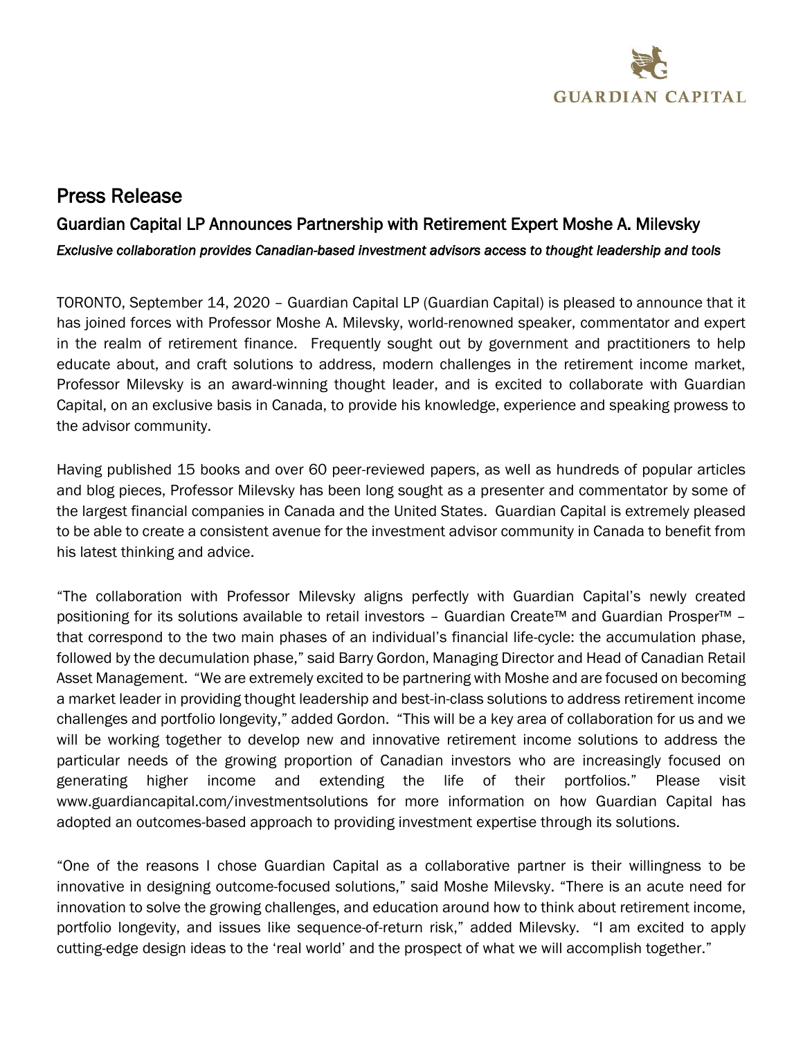# Press Release

## Guardian Capital LP Announces Partnership with Retirement Expert Moshe A. Milevsky

*Exclusive collaboration provides Canadian-based investment advisors access to thought leadership and tools*

TORONTO, September 14, 2020 – Guardian Capital LP (Guardian Capital) is pleased to announce that it has joined forces with Professor Moshe A. Milevsky, world-renowned speaker, commentator and expert in the realm of retirement finance. Frequently sought out by government and practitioners to help educate about, and craft solutions to address, modern challenges in the retirement income market, Professor Milevsky is an award-winning thought leader, and is excited to collaborate with Guardian Capital, on an exclusive basis in Canada, to provide his knowledge, experience and speaking prowess to the advisor community.

Having published 15 books and over 60 peer-reviewed papers, as well as hundreds of popular articles and blog pieces, Professor Milevsky has been long sought as a presenter and commentator by some of the largest financial companies in Canada and the United States. Guardian Capital is extremely pleased to be able to create a consistent avenue for the investment advisor community in Canada to benefit from his latest thinking and advice.

"The collaboration with Professor Milevsky aligns perfectly with Guardian Capital's newly created positioning for its solutions available to retail investors – Guardian Create™ and Guardian Prosper™ – that correspond to the two main phases of an individual's financial life-cycle: the accumulation phase, followed by the decumulation phase," said Barry Gordon, Managing Director and Head of Canadian Retail Asset Management. "We are extremely excited to be partnering with Moshe and are focused on becoming a market leader in providing thought leadership and best-in-class solutions to address retirement income challenges and portfolio longevity," added Gordon. "This will be a key area of collaboration for us and we will be working together to develop new and innovative retirement income solutions to address the particular needs of the growing proportion of Canadian investors who are increasingly focused on generating higher income and extending the life of their portfolios." Please visit www.guardiancapital.com/investmentsolutions for more information on how Guardian Capital has adopted an outcomes-based approach to providing investment expertise through its solutions.

"One of the reasons I chose Guardian Capital as a collaborative partner is their willingness to be innovative in designing outcome-focused solutions," said Moshe Milevsky. "There is an acute need for innovation to solve the growing challenges, and education around how to think about retirement income, portfolio longevity, and issues like sequence-of-return risk," added Milevsky. "I am excited to apply cutting-edge design ideas to the 'real world' and the prospect of what we will accomplish together."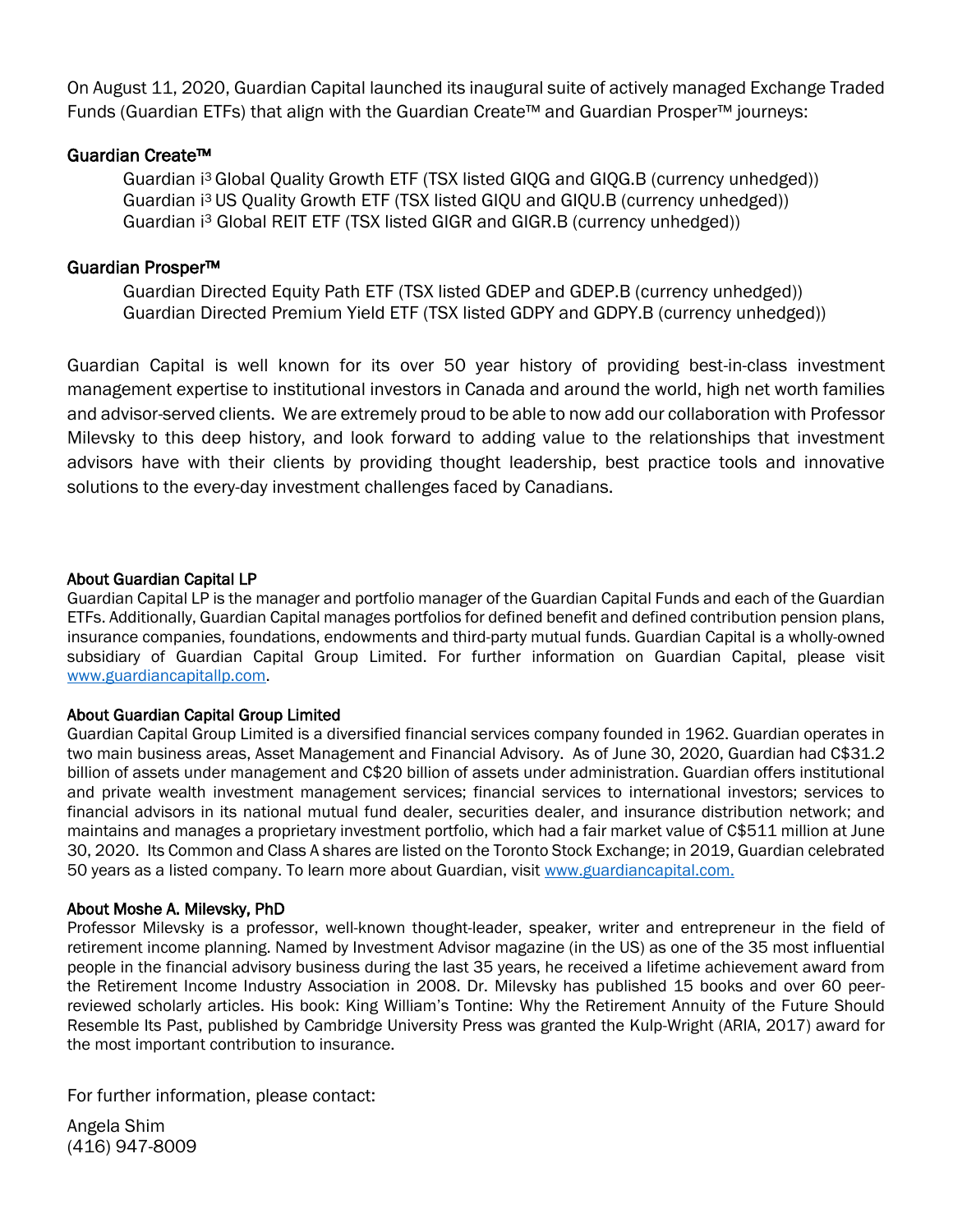On August 11, 2020, Guardian Capital launched its inaugural suite of actively managed Exchange Traded Funds (Guardian ETFs) that align with the Guardian Create™ and Guardian Prosper™ journeys:

### Guardian Create™

- Guardian i³ Global Quality Growth ETF (TSX listed GIQG and GIQG.B (currency unhedged))
- Guardian i³ US Quality Growth ETF (TSX listed GIQU and GIQU.B (currency unhedged))
- Guardian i³ Global REIT ETF (TSX listed GIGR and GIGR.B (currency unhedged))

### Guardian Prosper™

- Guardian Directed Equity Path ETF (TSX listed GDEP and GDEP.B (currency unhedged))
- Guardian Directed Premium Yield ETF (TSX listed GDPY and GDPY.B (currency unhedged))

Guardian Capital is well known for its over 50 year history of providing best-in-class investment management expertise to institutional investors in Canada and around the world, high net worth families and advisor-served clients. We are extremely proud to be able to now add our collaboration with Professor Milevsky to this deep history, and look forward to adding value to the relationships that investment advisors have with their clients by providing thought leadership, best practice tools and innovative solutions to the every-day investment challenges faced by Canadians.

### About Guardian Capital LP

Guardian Capital LP is the manager and portfolio manager of the Guardian Capital Funds and each of the Guardian ETFs. Additionally, Guardian Capital manages portfolios for defined benefit and defined contribution pension plans, insurance companies, foundations, endowments and third-party mutual funds. Guardian Capital is a wholly-owned subsidiary of Guardian Capital Group Limited. For further information on Guardian Capital, please visit www.guardiancapitallp.com.

### About Guardian Capital Group Limited

Guardian Capital Group Limited is a diversified financial services company founded in 1962. Guardian operates in two main business areas, Asset Management and Financial Advisory. As of June 30, 2020, Guardian had C$31.2 billion of assets under management and C$20 billion of assets under administration. Guardian offers institutional and private wealth investment management services; financial services to international investors; services to financial advisors in its national mutual fund dealer, securities dealer, and insurance distribution network; and maintains and manages a proprietary investment portfolio, which had a fair market value of C$511 million at June 30, 2020. Its Common and Class A shares are listed on the Toronto Stock Exchange; in 2019, Guardian celebrated 50 years as a listed company. To learn more about Guardian, visit www.guardiancapital.com.

### About Moshe A. Milevsky, PhD

Professor Milevsky is a professor, well-known thought-leader, speaker, writer and entrepreneur in the field of retirement income planning. Named by Investment Advisor magazine (in the US) as one of the 35 most influential people in the financial advisory business during the last 35 years, he received a lifetime achievement award from the Retirement Income Industry Association in 2008. Dr. Milevsky has published 15 books and over 60 peer-reviewed scholarly articles. His book: King William's Tontine: Why the Retirement Annuity of the Future Should Resemble Its Past, published by Cambridge University Press was granted the Kulp-Wright (ARIA, 2017) award for the most important contribution to insurance.

For further information, please contact:

Angela Shim
(416) 947-8009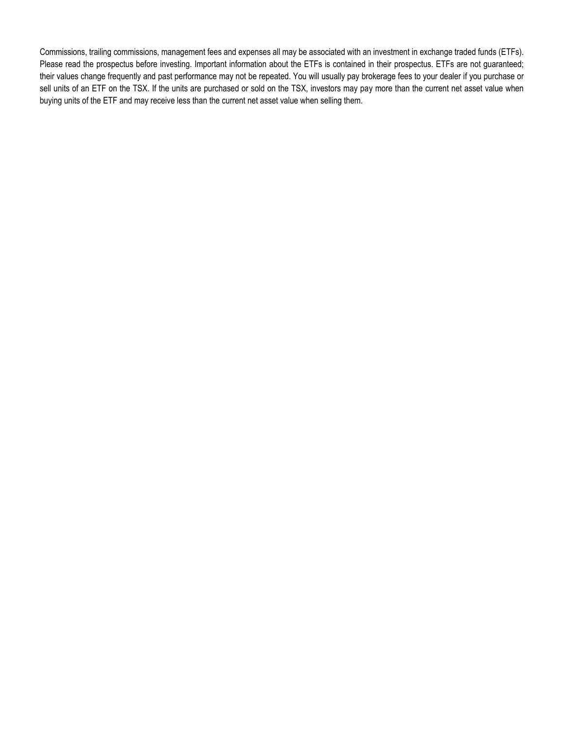Commissions, trailing commissions, management fees and expenses all may be associated with an investment in exchange traded funds (ETFs). Please read the prospectus before investing. Important information about the ETFs is contained in their prospectus. ETFs are not guaranteed; their values change frequently and past performance may not be repeated. You will usually pay brokerage fees to your dealer if you purchase or sell units of an ETF on the TSX. If the units are purchased or sold on the TSX, investors may pay more than the current net asset value when buying units of the ETF and may receive less than the current net asset value when selling them.